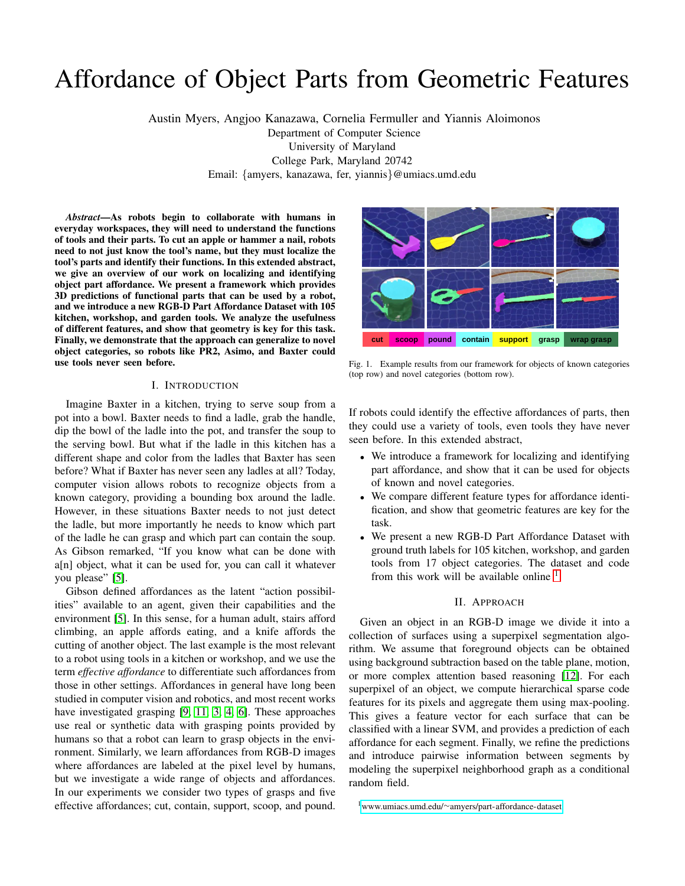# Affordance of Object Parts from Geometric Features

Austin Myers, Angjoo Kanazawa, Cornelia Fermuller and Yiannis Aloimonos
Department of Computer Science
University of Maryland
College Park, Maryland 20742
Email: {amyers, kanazawa, fer, yiannis}@umiacs.umd.edu

***Abstract*—As robots begin to collaborate with humans in everyday workspaces, they will need to understand the functions of tools and their parts. To cut an apple or hammer a nail, robots need to not just know the tool's name, but they must localize the tool's parts and identify their functions. In this extended abstract, we give an overview of our work on localizing and identifying object part affordance. We present a framework which provides 3D predictions of functional parts that can be used by a robot, and we introduce a new RGB-D Part Affordance Dataset with 105 kitchen, workshop, and garden tools. We analyze the usefulness of different features, and show that geometry is key for this task. Finally, we demonstrate that the approach can generalize to novel object categories, so robots like PR2, Asimo, and Baxter could use tools never seen before.**

## I. Introduction

Imagine Baxter in a kitchen, trying to serve soup from a pot into a bowl. Baxter needs to find a ladle, grab the handle, dip the bowl of the ladle into the pot, and transfer the soup to the serving bowl. But what if the ladle in this kitchen has a different shape and color from the ladles that Baxter has seen before? What if Baxter has never seen any ladles at all? Today, computer vision allows robots to recognize objects from a known category, providing a bounding box around the ladle. However, in these situations Baxter needs to not just detect the ladle, but more importantly he needs to know which part of the ladle he can grasp and which part can contain the soup. As Gibson remarked, "If you know what can be done with a[n] object, what it can be used for, you can call it whatever you please" [5].

Gibson defined affordances as the latent "action possibilities" available to an agent, given their capabilities and the environment [5]. In this sense, for a human adult, stairs afford climbing, an apple affords eating, and a knife affords the cutting of another object. The last example is the most relevant to a robot using tools in a kitchen or workshop, and we use the term *effective affordance* to differentiate such affordances from those in other settings. Affordances in general have long been studied in computer vision and robotics, and most recent works have investigated grasping [9, 11, 3, 4, 6]. These approaches use real or synthetic data with grasping points provided by humans so that a robot can learn to grasp objects in the environment. Similarly, we learn affordances from RGB-D images where affordances are labeled at the pixel level by humans, but we investigate a wide range of objects and affordances. In our experiments we consider two types of grasps and five effective affordances; cut, contain, support, scoop, and pound.

Fig. 1. Example results from our framework for objects of known categories (top row) and novel categories (bottom row).

If robots could identify the effective affordances of parts, then they could use a variety of tools, even tools they have never seen before. In this extended abstract,

- We introduce a framework for localizing and identifying part affordance, and show that it can be used for objects of known and novel categories.
- We compare different feature types for affordance identification, and show that geometric features are key for the task.
- We present a new RGB-D Part Affordance Dataset with ground truth labels for 105 kitchen, workshop, and garden tools from 17 object categories. The dataset and code from this work will be available online [1]

## II. Approach

Given an object in an RGB-D image we divide it into a collection of surfaces using a superpixel segmentation algorithm. We assume that foreground objects can be obtained using background subtraction based on the table plane, motion, or more complex attention based reasoning [12]. For each superpixel of an object, we compute hierarchical sparse code features for its pixels and aggregate them using max-pooling. This gives a feature vector for each surface that can be classified with a linear SVM, and provides a prediction of each affordance for each segment. Finally, we refine the predictions and introduce pairwise information between segments by modeling the superpixel neighborhood graph as a conditional random field.

[1] www.umiacs.umd.edu/~amyers/part-affordance-dataset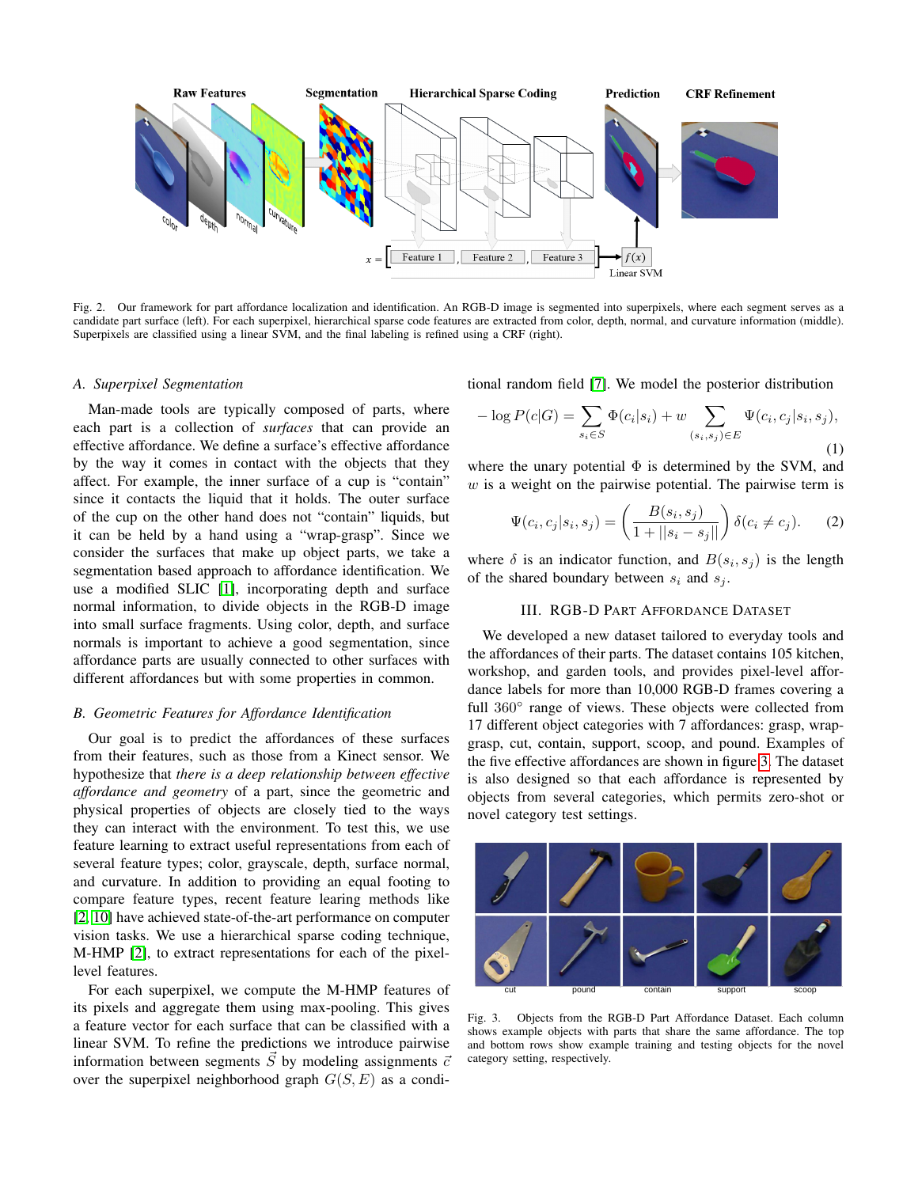Fig. 2. Our framework for part affordance localization and identification. An RGB-D image is segmented into superpixels, where each segment serves as a candidate part surface (left). For each superpixel, hierarchical sparse code features are extracted from color, depth, normal, and curvature information (middle). Superpixels are classified using a linear SVM, and the final labeling is refined using a CRF (right).

### *A. Superpixel Segmentation*

Man-made tools are typically composed of parts, where each part is a collection of *surfaces* that can provide an effective affordance. We define a surface's effective affordance by the way it comes in contact with the objects that they affect. For example, the inner surface of a cup is "contain" since it contacts the liquid that it holds. The outer surface of the cup on the other hand does not "contain" liquids, but it can be held by a hand using a "wrap-grasp". Since we consider the surfaces that make up object parts, we take a segmentation based approach to affordance identification. We use a modified SLIC [1], incorporating depth and surface normal information, to divide objects in the RGB-D image into small surface fragments. Using color, depth, and surface normals is important to achieve a good segmentation, since affordance parts are usually connected to other surfaces with different affordances but with some properties in common.

### *B. Geometric Features for Affordance Identification*

Our goal is to predict the affordances of these surfaces from their features, such as those from a Kinect sensor. We hypothesize that *there is a deep relationship between effective affordance and geometry* of a part, since the geometric and physical properties of objects are closely tied to the ways they can interact with the environment. To test this, we use feature learning to extract useful representations from each of several feature types; color, grayscale, depth, surface normal, and curvature. In addition to providing an equal footing to compare feature types, recent feature learing methods like [2] [10] have achieved state-of-the-art performance on computer vision tasks. We use a hierarchical sparse coding technique, M-HMP [2], to extract representations for each of the pixel-level features.

For each superpixel, we compute the M-HMP features of its pixels and aggregate them using max-pooling. This gives a feature vector for each surface that can be classified with a linear SVM. To refine the predictions we introduce pairwise information between segments $\vec{S}$ by modeling assignments $\vec{c}$ over the superpixel neighborhood graph $G(S, E)$ as a conditional random field [7]. We model the posterior distribution

$$-\log P(c|G) = \sum_{s_i \in S} \Phi(c_i|s_i) + w \sum_{(s_i,s_j) \in E} \Psi(c_i, c_j|s_i, s_j), \tag{1}$$

where the unary potential $\Phi$ is determined by the SVM, and $w$ is a weight on the pairwise potential. The pairwise term is

$$\Psi(c_i, c_j|s_i, s_j) = \left( \frac{B(s_i, s_j)}{1 + ||s_i - s_j||} \right) \delta(c_i \neq c_j). \tag{2}$$

where $\delta$ is an indicator function, and $B(s_i, s_j)$ is the length of the shared boundary between $s_i$ and $s_j$.

## III. RGB-D Part Affordance Dataset

We developed a new dataset tailored to everyday tools and the affordances of their parts. The dataset contains 105 kitchen, workshop, and garden tools, and provides pixel-level affordance labels for more than 10,000 RGB-D frames covering a full 360° range of views. These objects were collected from 17 different object categories with 7 affordances: grasp, wrap-grasp, cut, contain, support, scoop, and pound. Examples of the five effective affordances are shown in figure 3. The dataset is also designed so that each affordance is represented by objects from several categories, which permits zero-shot or novel category test settings.

Fig. 3. Objects from the RGB-D Part Affordance Dataset. Each column shows example objects with parts that share the same affordance. The top and bottom rows show example training and testing objects for the novel category setting, respectively.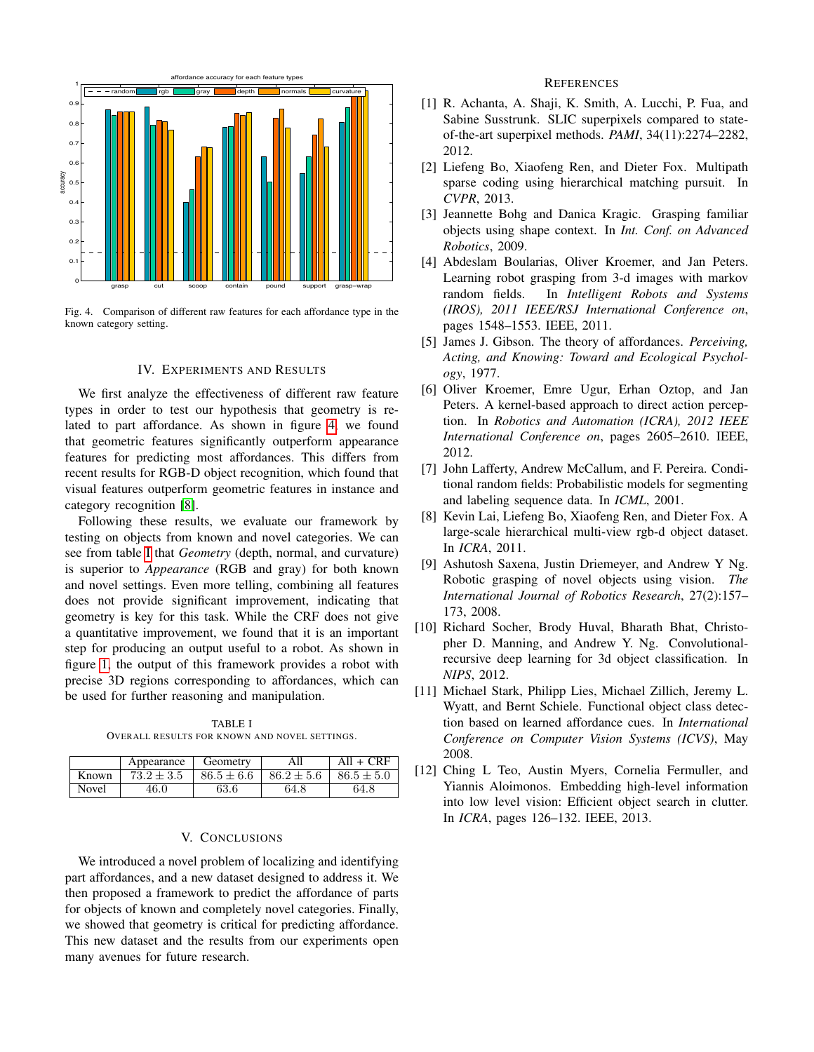affordance accuracy for each feature types

random rgb gray depth normals curvature

accuracy

1
0.9
0.8
0.7
0.6
0.5
0.4
0.3
0.2
0.1
0

grasp cut scoop contain pound support grasp−wrap

Fig. 4. Comparison of different raw features for each affordance type in the known category setting.

## IV. Experiments and Results

We first analyze the effectiveness of different raw feature types in order to test our hypothesis that geometry is related to part affordance. As shown in figure 4, we found that geometric features significantly outperform appearance features for predicting most affordances. This differs from recent results for RGB-D object recognition, which found that visual features outperform geometric features in instance and category recognition [8].

Following these results, we evaluate our framework by testing on objects from known and novel categories. We can see from table I that *Geometry* (depth, normal, and curvature) is superior to *Appearance* (RGB and gray) for both known and novel settings. Even more telling, combining all features does not provide significant improvement, indicating that geometry is key for this task. While the CRF does not give a quantitative improvement, we found that it is an important step for producing an output useful to a robot. As shown in figure 1, the output of this framework provides a robot with precise 3D regions corresponding to affordances, which can be used for further reasoning and manipulation.

TABLE I
Overall results for known and novel settings.

| | Appearance | Geometry | All | All + CRF |
|---|---|---|---|---|
| Known | $73.2 \pm 3.5$ | $86.5 \pm 6.6$ | $86.2 \pm 5.6$ | $86.5 \pm 5.0$ |
| Novel | 46.0 | 63.6 | 64.8 | 64.8 |

## V. Conclusions

We introduced a novel problem of localizing and identifying part affordances, and a new dataset designed to address it. We then proposed a framework to predict the affordance of parts for objects of known and completely novel categories. Finally, we showed that geometry is critical for predicting affordance. This new dataset and the results from our experiments open many avenues for future research.

## References

[1] R. Achanta, A. Shaji, K. Smith, A. Lucchi, P. Fua, and Sabine Susstrunk. SLIC superpixels compared to state-of-the-art superpixel methods. *PAMI*, 34(11):2274–2282, 2012.

[2] Liefeng Bo, Xiaofeng Ren, and Dieter Fox. Multipath sparse coding using hierarchical matching pursuit. In *CVPR*, 2013.

[3] Jeannette Bohg and Danica Kragic. Grasping familiar objects using shape context. In *Int. Conf. on Advanced Robotics*, 2009.

[4] Abdeslam Boularias, Oliver Kroemer, and Jan Peters. Learning robot grasping from 3-d images with markov random fields. In *Intelligent Robots and Systems (IROS), 2011 IEEE/RSJ International Conference on*, pages 1548–1553. IEEE, 2011.

[5] James J. Gibson. The theory of affordances. *Perceiving, Acting, and Knowing: Toward and Ecological Psychology*, 1977.

[6] Oliver Kroemer, Emre Ugur, Erhan Oztop, and Jan Peters. A kernel-based approach to direct action perception. In *Robotics and Automation (ICRA), 2012 IEEE International Conference on*, pages 2605–2610. IEEE, 2012.

[7] John Lafferty, Andrew McCallum, and F. Pereira. Conditional random fields: Probabilistic models for segmenting and labeling sequence data. In *ICML*, 2001.

[8] Kevin Lai, Liefeng Bo, Xiaofeng Ren, and Dieter Fox. A large-scale hierarchical multi-view rgb-d object dataset. In *ICRA*, 2011.

[9] Ashutosh Saxena, Justin Driemeyer, and Andrew Y Ng. Robotic grasping of novel objects using vision. *The International Journal of Robotics Research*, 27(2):157–173, 2008.

[10] Richard Socher, Brody Huval, Bharath Bhat, Christopher D. Manning, and Andrew Y. Ng. Convolutional-recursive deep learning for 3d object classification. In *NIPS*, 2012.

[11] Michael Stark, Philipp Lies, Michael Zillich, Jeremy L. Wyatt, and Bernt Schiele. Functional object class detection based on learned affordance cues. In *International Conference on Computer Vision Systems (ICVS)*, May 2008.

[12] Ching L Teo, Austin Myers, Cornelia Fermuller, and Yiannis Aloimonos. Embedding high-level information into low level vision: Efficient object search in clutter. In *ICRA*, pages 126–132. IEEE, 2013.